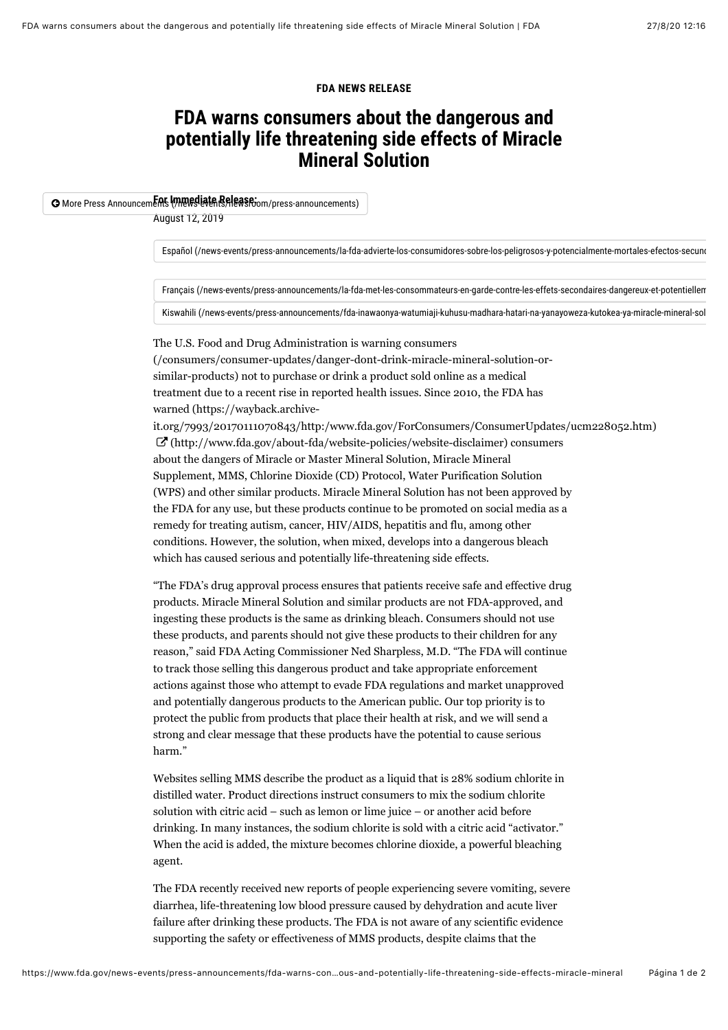FDA NEWS RELEASE

# FDA warns consumers about the dangerous and potentially life threatening side effects of Miracle Mineral Solution

More Press Announcements (/news-events/newsroom/press-announcements)

**For Immediate Release:**
August 12, 2019

Español (/news-events/press-announcements/la-fda-advierte-los-consumidores-sobre-los-peligrosos-y-potencialmente-mortales-efectos-secund

Français (/news-events/press-announcements/la-fda-met-les-consommateurs-en-garde-contre-les-effets-secondaires-dangereux-et-potentiellem

Kiswahili (/news-events/press-announcements/fda-inawaonya-watumiaji-kuhusu-madhara-hatari-na-yanayoweza-kutokea-ya-miracle-mineral-sol

The U.S. Food and Drug Administration is warning consumers (/consumers/consumer-updates/danger-dont-drink-miracle-mineral-solution-or-similar-products) not to purchase or drink a product sold online as a medical treatment due to a recent rise in reported health issues. Since 2010, the FDA has warned (https://wayback.archive-it.org/7993/20170111070843/http:/www.fda.gov/ForConsumers/ConsumerUpdates/ucm228052.htm) (http://www.fda.gov/about-fda/website-policies/website-disclaimer) consumers about the dangers of Miracle or Master Mineral Solution, Miracle Mineral Supplement, MMS, Chlorine Dioxide (CD) Protocol, Water Purification Solution (WPS) and other similar products. Miracle Mineral Solution has not been approved by the FDA for any use, but these products continue to be promoted on social media as a remedy for treating autism, cancer, HIV/AIDS, hepatitis and flu, among other conditions. However, the solution, when mixed, develops into a dangerous bleach which has caused serious and potentially life-threatening side effects.

"The FDA's drug approval process ensures that patients receive safe and effective drug products. Miracle Mineral Solution and similar products are not FDA-approved, and ingesting these products is the same as drinking bleach. Consumers should not use these products, and parents should not give these products to their children for any reason," said FDA Acting Commissioner Ned Sharpless, M.D. "The FDA will continue to track those selling this dangerous product and take appropriate enforcement actions against those who attempt to evade FDA regulations and market unapproved and potentially dangerous products to the American public. Our top priority is to protect the public from products that place their health at risk, and we will send a strong and clear message that these products have the potential to cause serious harm."

Websites selling MMS describe the product as a liquid that is 28% sodium chlorite in distilled water. Product directions instruct consumers to mix the sodium chlorite solution with citric acid – such as lemon or lime juice – or another acid before drinking. In many instances, the sodium chlorite is sold with a citric acid "activator." When the acid is added, the mixture becomes chlorine dioxide, a powerful bleaching agent.

The FDA recently received new reports of people experiencing severe vomiting, severe diarrhea, life-threatening low blood pressure caused by dehydration and acute liver failure after drinking these products. The FDA is not aware of any scientific evidence supporting the safety or effectiveness of MMS products, despite claims that the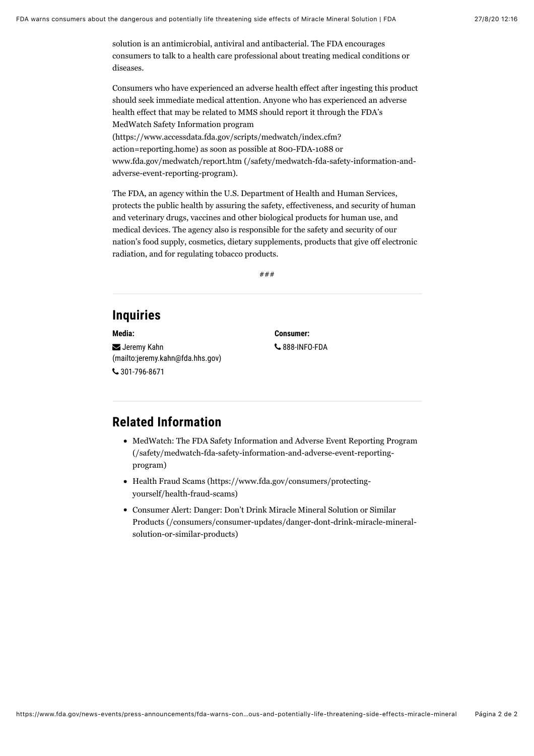solution is an antimicrobial, antiviral and antibacterial. The FDA encourages consumers to talk to a health care professional about treating medical conditions or diseases.

Consumers who have experienced an adverse health effect after ingesting this product should seek immediate medical attention. Anyone who has experienced an adverse health effect that may be related to MMS should report it through the FDA's MedWatch Safety Information program (https://www.accessdata.fda.gov/scripts/medwatch/index.cfm?action=reporting.home) as soon as possible at 800-FDA-1088 or www.fda.gov/medwatch/report.htm (/safety/medwatch-fda-safety-information-and-adverse-event-reporting-program).

The FDA, an agency within the U.S. Department of Health and Human Services, protects the public health by assuring the safety, effectiveness, and security of human and veterinary drugs, vaccines and other biological products for human use, and medical devices. The agency also is responsible for the safety and security of our nation's food supply, cosmetics, dietary supplements, products that give off electronic radiation, and for regulating tobacco products.

###

## Inquiries

**Media:**

Jeremy Kahn (mailto:jeremy.kahn@fda.hhs.gov)

301-796-8671

**Consumer:**

888-INFO-FDA

## Related Information

- MedWatch: The FDA Safety Information and Adverse Event Reporting Program (/safety/medwatch-fda-safety-information-and-adverse-event-reporting-program)
- Health Fraud Scams (https://www.fda.gov/consumers/protecting-yourself/health-fraud-scams)
- Consumer Alert: Danger: Don't Drink Miracle Mineral Solution or Similar Products (/consumers/consumer-updates/danger-dont-drink-miracle-mineral-solution-or-similar-products)